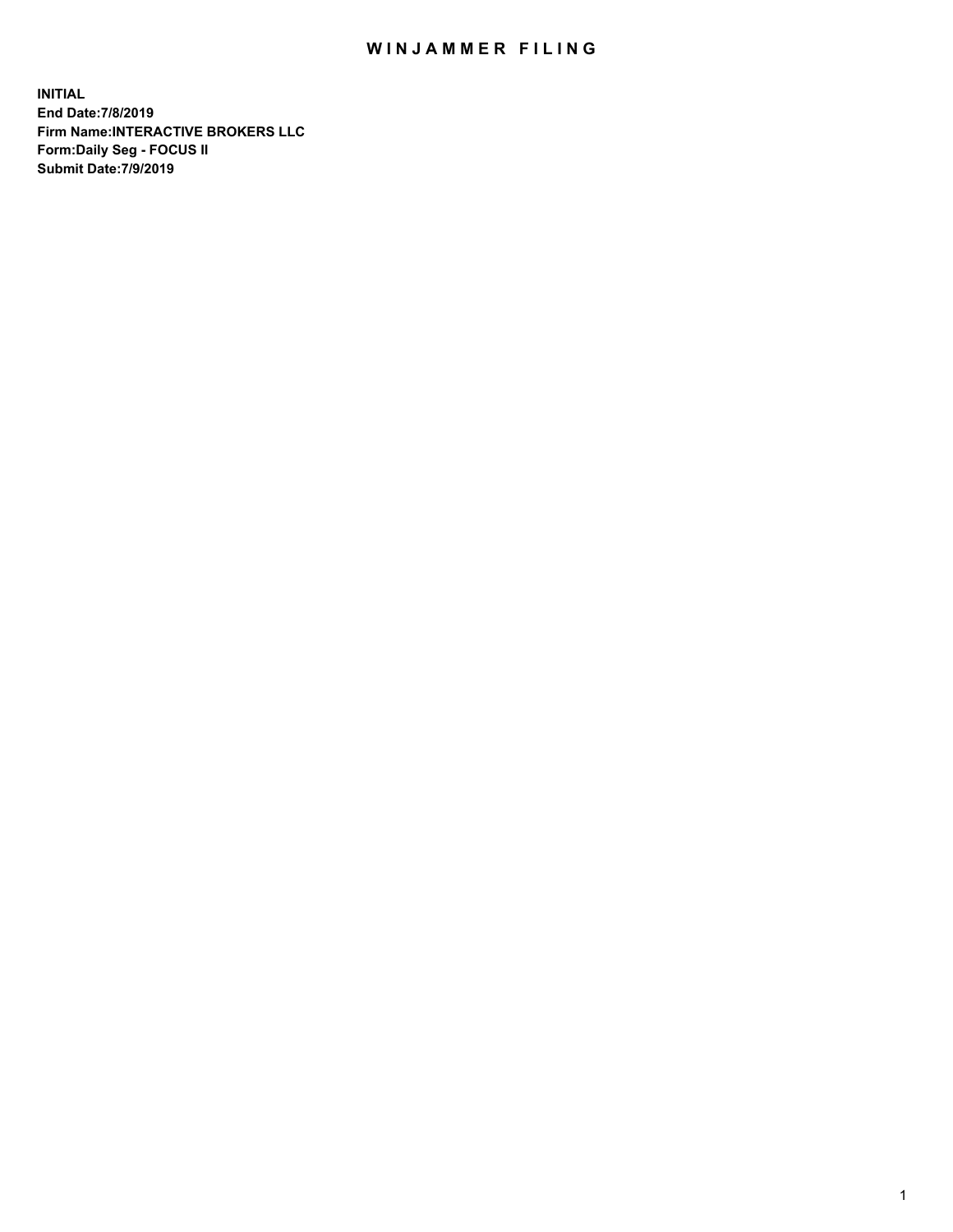# WINJAMMER FILING

**INITIAL**
**End Date:7/8/2019**
**Firm Name:INTERACTIVE BROKERS LLC**
**Form:Daily Seg - FOCUS II**
**Submit Date:7/9/2019**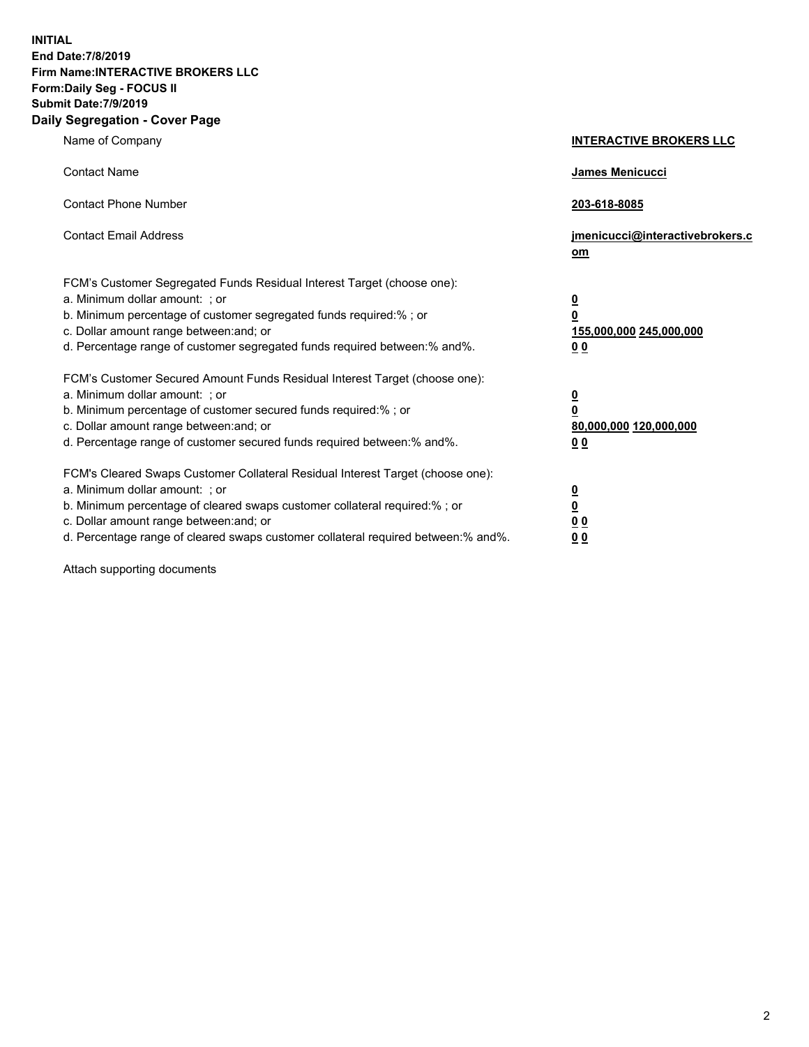**INITIAL**
**End Date:7/8/2019**
**Firm Name:INTERACTIVE BROKERS LLC**
**Form:Daily Seg - FOCUS II**
**Submit Date:7/9/2019**
**Daily Segregation - Cover Page**

| | |
|---|---|
| Name of Company | **INTERACTIVE BROKERS LLC** |
| Contact Name | **James Menicucci** |
| Contact Phone Number | **203-618-8085** |
| Contact Email Address | **jmenicucci@interactivebrokers.com** |
| FCM's Customer Segregated Funds Residual Interest Target (choose one): | |
| a. Minimum dollar amount: ; or | **0** |
| b. Minimum percentage of customer segregated funds required:% ; or | **0** |
| c. Dollar amount range between:and; or | **155,000,000 245,000,000** |
| d. Percentage range of customer segregated funds required between:% and%. | **0 0** |
| FCM's Customer Secured Amount Funds Residual Interest Target (choose one): | |
| a. Minimum dollar amount: ; or | **0** |
| b. Minimum percentage of customer secured funds required:% ; or | **0** |
| c. Dollar amount range between:and; or | **80,000,000 120,000,000** |
| d. Percentage range of customer secured funds required between:% and%. | **0 0** |
| FCM's Cleared Swaps Customer Collateral Residual Interest Target (choose one): | |
| a. Minimum dollar amount: ; or | **0** |
| b. Minimum percentage of cleared swaps customer collateral required:% ; or | **0** |
| c. Dollar amount range between:and; or | **0 0** |
| d. Percentage range of cleared swaps customer collateral required between:% and%. | **0 0** |

Attach supporting documents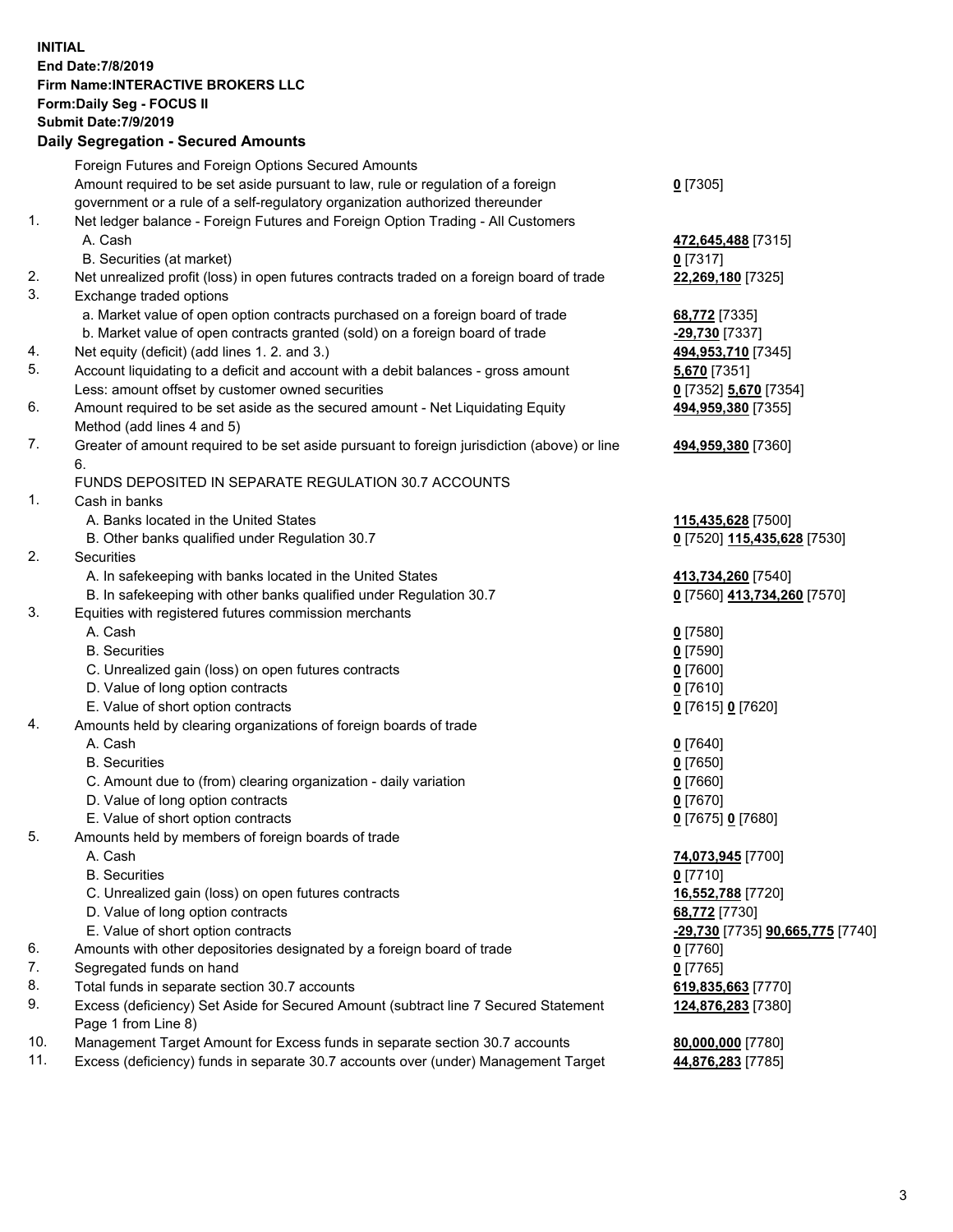**INITIAL**
**End Date:7/8/2019**
**Firm Name:INTERACTIVE BROKERS LLC**
**Form:Daily Seg - FOCUS II**
**Submit Date:7/9/2019**
**Daily Segregation - Secured Amounts**

| | | |
|---|---|---|
| | Foreign Futures and Foreign Options Secured Amounts | |
| | Amount required to be set aside pursuant to law, rule or regulation of a foreign government or a rule of a self-regulatory organization authorized thereunder | **0** [7305] |
| 1. | Net ledger balance - Foreign Futures and Foreign Option Trading - All Customers | |
| | A. Cash | **472,645,488** [7315] |
| | B. Securities (at market) | **0** [7317] |
| 2. | Net unrealized profit (loss) in open futures contracts traded on a foreign board of trade | **22,269,180** [7325] |
| 3. | Exchange traded options | |
| | a. Market value of open option contracts purchased on a foreign board of trade | **68,772** [7335] |
| | b. Market value of open contracts granted (sold) on a foreign board of trade | **-29,730** [7337] |
| 4. | Net equity (deficit) (add lines 1. 2. and 3.) | **494,953,710** [7345] |
| 5. | Account liquidating to a deficit and account with a debit balances - gross amount | **5,670** [7351] |
| | Less: amount offset by customer owned securities | **0** [7352] **5,670** [7354] |
| 6. | Amount required to be set aside as the secured amount - Net Liquidating Equity Method (add lines 4 and 5) | **494,959,380** [7355] |
| 7. | Greater of amount required to be set aside pursuant to foreign jurisdiction (above) or line 6. | **494,959,380** [7360] |
| | FUNDS DEPOSITED IN SEPARATE REGULATION 30.7 ACCOUNTS | |
| 1. | Cash in banks | |
| | A. Banks located in the United States | **115,435,628** [7500] |
| | B. Other banks qualified under Regulation 30.7 | **0** [7520] **115,435,628** [7530] |
| 2. | Securities | |
| | A. In safekeeping with banks located in the United States | **413,734,260** [7540] |
| | B. In safekeeping with other banks qualified under Regulation 30.7 | **0** [7560] **413,734,260** [7570] |
| 3. | Equities with registered futures commission merchants | |
| | A. Cash | **0** [7580] |
| | B. Securities | **0** [7590] |
| | C. Unrealized gain (loss) on open futures contracts | **0** [7600] |
| | D. Value of long option contracts | **0** [7610] |
| | E. Value of short option contracts | **0** [7615] **0** [7620] |
| 4. | Amounts held by clearing organizations of foreign boards of trade | |
| | A. Cash | **0** [7640] |
| | B. Securities | **0** [7650] |
| | C. Amount due to (from) clearing organization - daily variation | **0** [7660] |
| | D. Value of long option contracts | **0** [7670] |
| | E. Value of short option contracts | **0** [7675] **0** [7680] |
| 5. | Amounts held by members of foreign boards of trade | |
| | A. Cash | **74,073,945** [7700] |
| | B. Securities | **0** [7710] |
| | C. Unrealized gain (loss) on open futures contracts | **16,552,788** [7720] |
| | D. Value of long option contracts | **68,772** [7730] |
| | E. Value of short option contracts | **-29,730** [7735] **90,665,775** [7740] |
| 6. | Amounts with other depositories designated by a foreign board of trade | **0** [7760] |
| 7. | Segregated funds on hand | **0** [7765] |
| 8. | Total funds in separate section 30.7 accounts | **619,835,663** [7770] |
| 9. | Excess (deficiency) Set Aside for Secured Amount (subtract line 7 Secured Statement Page 1 from Line 8) | **124,876,283** [7380] |
| 10. | Management Target Amount for Excess funds in separate section 30.7 accounts | **80,000,000** [7780] |
| 11. | Excess (deficiency) funds in separate 30.7 accounts over (under) Management Target | **44,876,283** [7785] |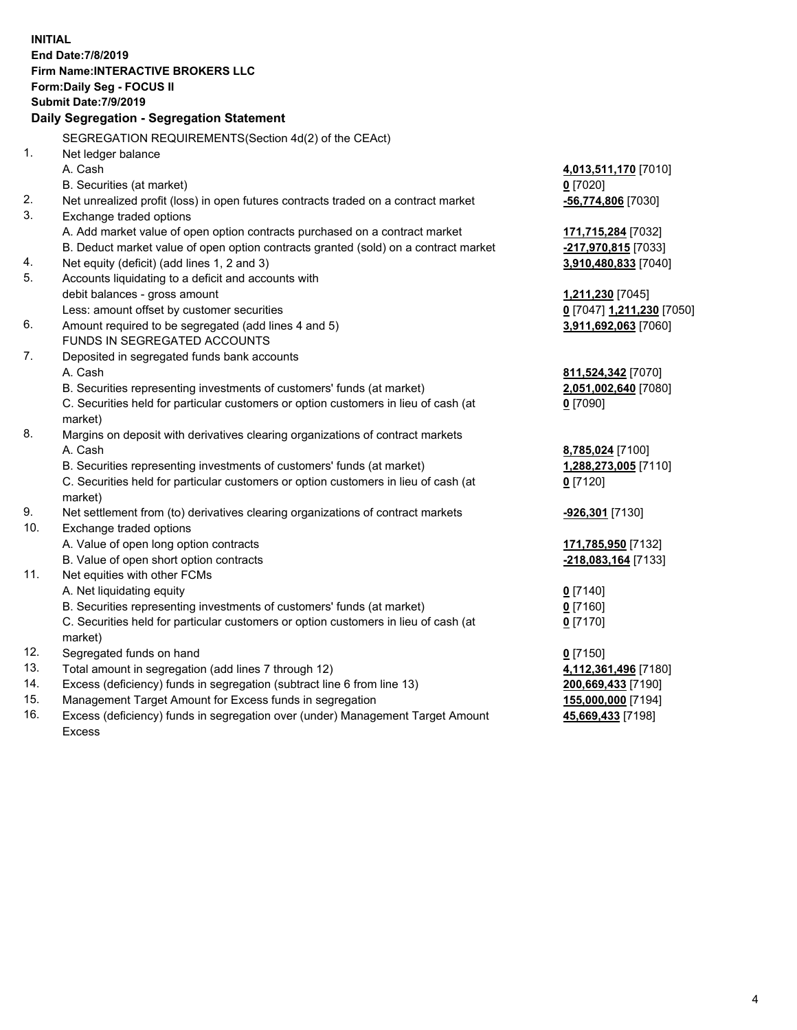**INITIAL**
**End Date:7/8/2019**
**Firm Name:INTERACTIVE BROKERS LLC**
**Form:Daily Seg - FOCUS II**
**Submit Date:7/9/2019**

## Daily Segregation - Segregation Statement

| | | |
|---|---|---|
| | SEGREGATION REQUIREMENTS(Section 4d(2) of the CEAct) | |
| 1. | Net ledger balance | |
| | A. Cash | **4,013,511,170** [7010] |
| | B. Securities (at market) | **0** [7020] |
| 2. | Net unrealized profit (loss) in open futures contracts traded on a contract market | **-56,774,806** [7030] |
| 3. | Exchange traded options | |
| | A. Add market value of open option contracts purchased on a contract market | **171,715,284** [7032] |
| | B. Deduct market value of open option contracts granted (sold) on a contract market | **-217,970,815** [7033] |
| 4. | Net equity (deficit) (add lines 1, 2 and 3) | **3,910,480,833** [7040] |
| 5. | Accounts liquidating to a deficit and accounts with debit balances - gross amount | **1,211,230** [7045] |
| | Less: amount offset by customer securities | **0** [7047] **1,211,230** [7050] |
| 6. | Amount required to be segregated (add lines 4 and 5) | **3,911,692,063** [7060] |
| | FUNDS IN SEGREGATED ACCOUNTS | |
| 7. | Deposited in segregated funds bank accounts | |
| | A. Cash | **811,524,342** [7070] |
| | B. Securities representing investments of customers' funds (at market) | **2,051,002,640** [7080] |
| | C. Securities held for particular customers or option customers in lieu of cash (at market) | **0** [7090] |
| 8. | Margins on deposit with derivatives clearing organizations of contract markets | |
| | A. Cash | **8,785,024** [7100] |
| | B. Securities representing investments of customers' funds (at market) | **1,288,273,005** [7110] |
| | C. Securities held for particular customers or option customers in lieu of cash (at market) | **0** [7120] |
| 9. | Net settlement from (to) derivatives clearing organizations of contract markets | **-926,301** [7130] |
| 10. | Exchange traded options | |
| | A. Value of open long option contracts | **171,785,950** [7132] |
| | B. Value of open short option contracts | **-218,083,164** [7133] |
| 11. | Net equities with other FCMs | |
| | A. Net liquidating equity | **0** [7140] |
| | B. Securities representing investments of customers' funds (at market) | **0** [7160] |
| | C. Securities held for particular customers or option customers in lieu of cash (at market) | **0** [7170] |
| 12. | Segregated funds on hand | **0** [7150] |
| 13. | Total amount in segregation (add lines 7 through 12) | **4,112,361,496** [7180] |
| 14. | Excess (deficiency) funds in segregation (subtract line 6 from line 13) | **200,669,433** [7190] |
| 15. | Management Target Amount for Excess funds in segregation | **155,000,000** [7194] |
| 16. | Excess (deficiency) funds in segregation over (under) Management Target Amount Excess | **45,669,433** [7198] |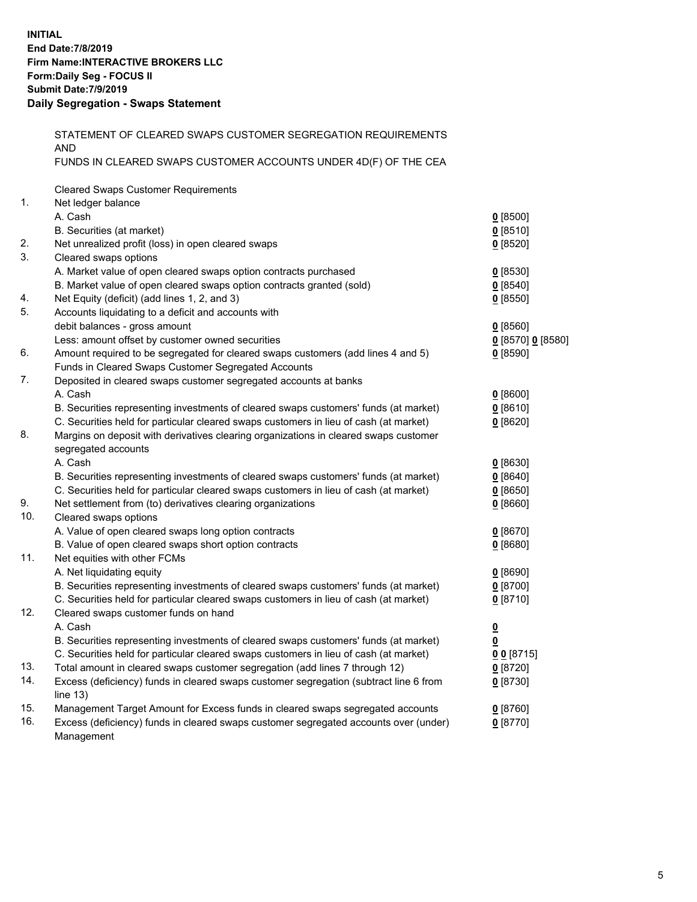**INITIAL**
**End Date:7/8/2019**
**Firm Name:INTERACTIVE BROKERS LLC**
**Form:Daily Seg - FOCUS II**
**Submit Date:7/9/2019**
**Daily Segregation - Swaps Statement**

STATEMENT OF CLEARED SWAPS CUSTOMER SEGREGATION REQUIREMENTS AND FUNDS IN CLEARED SWAPS CUSTOMER ACCOUNTS UNDER 4D(F) OF THE CEA

| | | |
|---|---|---|
| | Cleared Swaps Customer Requirements | |
| 1. | Net ledger balance | |
| | A. Cash | 0 [8500] |
| | B. Securities (at market) | 0 [8510] |
| 2. | Net unrealized profit (loss) in open cleared swaps | 0 [8520] |
| 3. | Cleared swaps options | |
| | A. Market value of open cleared swaps option contracts purchased | 0 [8530] |
| | B. Market value of open cleared swaps option contracts granted (sold) | 0 [8540] |
| 4. | Net Equity (deficit) (add lines 1, 2, and 3) | 0 [8550] |
| 5. | Accounts liquidating to a deficit and accounts with debit balances - gross amount | 0 [8560] |
| | Less: amount offset by customer owned securities | 0 [8570] 0 [8580] |
| 6. | Amount required to be segregated for cleared swaps customers (add lines 4 and 5) | 0 [8590] |
| | Funds in Cleared Swaps Customer Segregated Accounts | |
| 7. | Deposited in cleared swaps customer segregated accounts at banks | |
| | A. Cash | 0 [8600] |
| | B. Securities representing investments of cleared swaps customers' funds (at market) | 0 [8610] |
| | C. Securities held for particular cleared swaps customers in lieu of cash (at market) | 0 [8620] |
| 8. | Margins on deposit with derivatives clearing organizations in cleared swaps customer segregated accounts | |
| | A. Cash | 0 [8630] |
| | B. Securities representing investments of cleared swaps customers' funds (at market) | 0 [8640] |
| | C. Securities held for particular cleared swaps customers in lieu of cash (at market) | 0 [8650] |
| 9. | Net settlement from (to) derivatives clearing organizations | 0 [8660] |
| 10. | Cleared swaps options | |
| | A. Value of open cleared swaps long option contracts | 0 [8670] |
| | B. Value of open cleared swaps short option contracts | 0 [8680] |
| 11. | Net equities with other FCMs | |
| | A. Net liquidating equity | 0 [8690] |
| | B. Securities representing investments of cleared swaps customers' funds (at market) | 0 [8700] |
| | C. Securities held for particular cleared swaps customers in lieu of cash (at market) | 0 [8710] |
| 12. | Cleared swaps customer funds on hand | |
| | A. Cash | 0 |
| | B. Securities representing investments of cleared swaps customers' funds (at market) | 0 |
| | C. Securities held for particular cleared swaps customers in lieu of cash (at market) | 0 0 [8715] |
| 13. | Total amount in cleared swaps customer segregation (add lines 7 through 12) | 0 [8720] |
| 14. | Excess (deficiency) funds in cleared swaps customer segregation (subtract line 6 from line 13) | 0 [8730] |
| 15. | Management Target Amount for Excess funds in cleared swaps segregated accounts | 0 [8760] |
| 16. | Excess (deficiency) funds in cleared swaps customer segregated accounts over (under) Management | 0 [8770] |